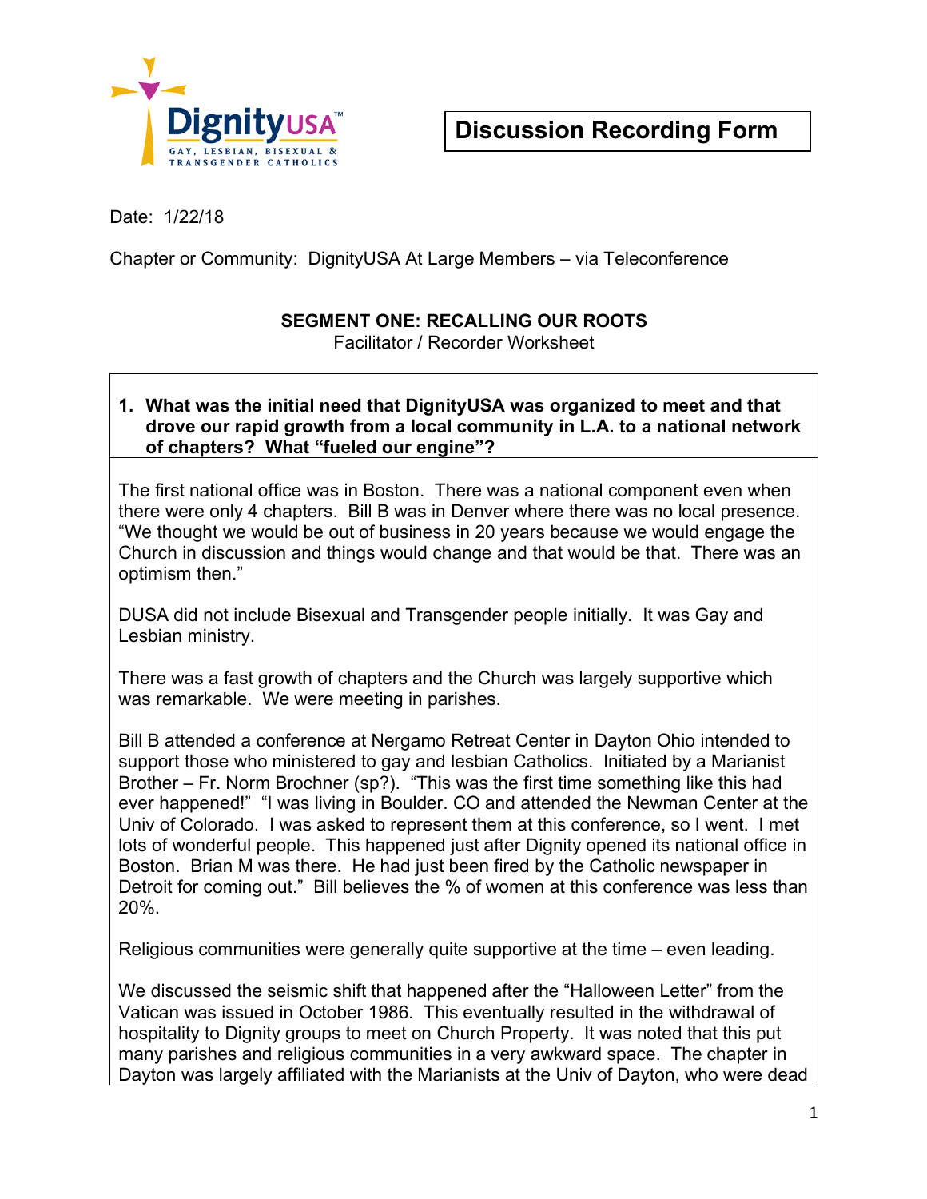# Discussion Recording Form

Date: 1/22/18

Chapter or Community: DignityUSA At Large Members – via Teleconference

## SEGMENT ONE: RECALLING OUR ROOTS

Facilitator / Recorder Worksheet

**1. What was the initial need that DignityUSA was organized to meet and that drove our rapid growth from a local community in L.A. to a national network of chapters? What "fueled our engine"?**

The first national office was in Boston. There was a national component even when there were only 4 chapters. Bill B was in Denver where there was no local presence. "We thought we would be out of business in 20 years because we would engage the Church in discussion and things would change and that would be that. There was an optimism then."

DUSA did not include Bisexual and Transgender people initially. It was Gay and Lesbian ministry.

There was a fast growth of chapters and the Church was largely supportive which was remarkable. We were meeting in parishes.

Bill B attended a conference at Nergamo Retreat Center in Dayton Ohio intended to support those who ministered to gay and lesbian Catholics. Initiated by a Marianist Brother – Fr. Norm Brochner (sp?). "This was the first time something like this had ever happened!" "I was living in Boulder. CO and attended the Newman Center at the Univ of Colorado. I was asked to represent them at this conference, so I went. I met lots of wonderful people. This happened just after Dignity opened its national office in Boston. Brian M was there. He had just been fired by the Catholic newspaper in Detroit for coming out." Bill believes the % of women at this conference was less than 20%.

Religious communities were generally quite supportive at the time – even leading.

We discussed the seismic shift that happened after the "Halloween Letter" from the Vatican was issued in October 1986. This eventually resulted in the withdrawal of hospitality to Dignity groups to meet on Church Property. It was noted that this put many parishes and religious communities in a very awkward space. The chapter in Dayton was largely affiliated with the Marianists at the Univ of Dayton, who were dead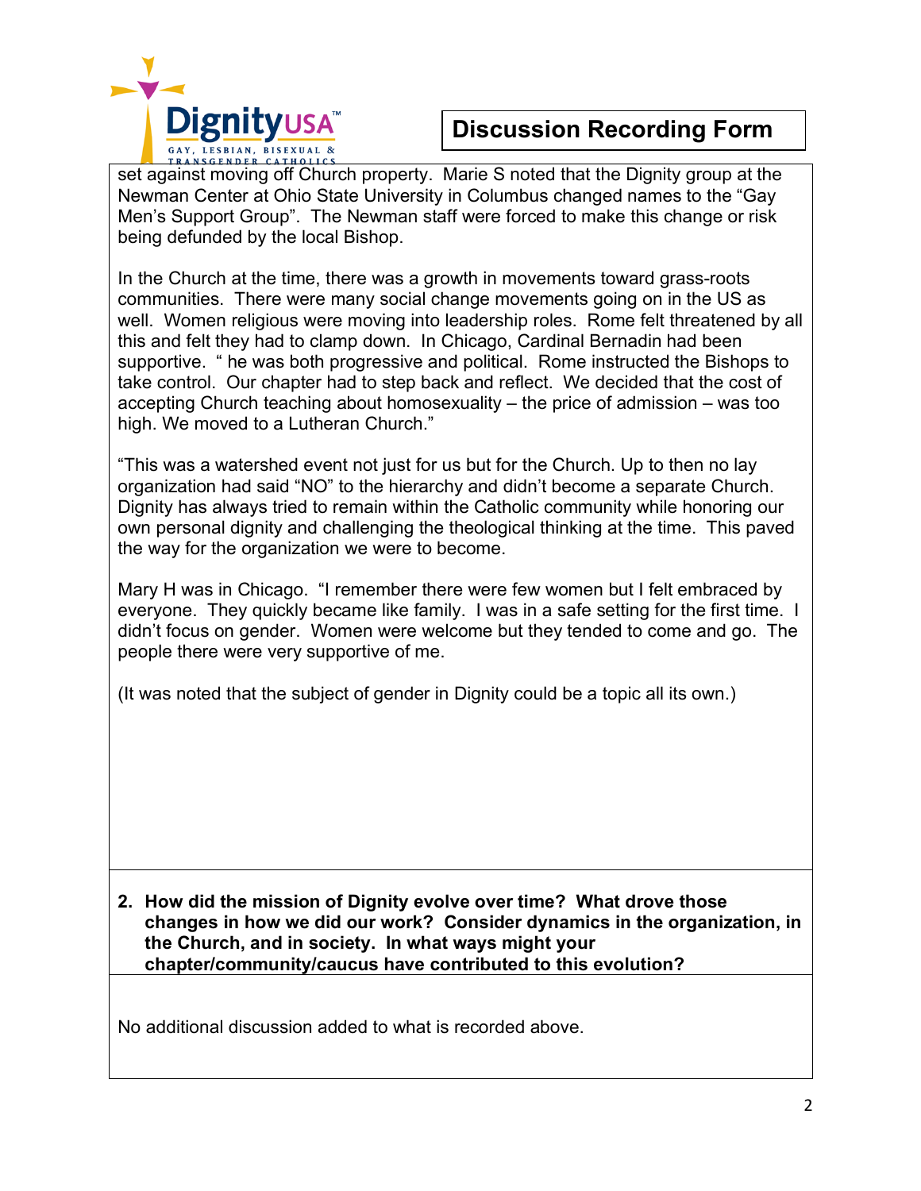**Discussion Recording Form**

set against moving off Church property. Marie S noted that the Dignity group at the Newman Center at Ohio State University in Columbus changed names to the "Gay Men's Support Group". The Newman staff were forced to make this change or risk being defunded by the local Bishop.

In the Church at the time, there was a growth in movements toward grass-roots communities. There were many social change movements going on in the US as well. Women religious were moving into leadership roles. Rome felt threatened by all this and felt they had to clamp down. In Chicago, Cardinal Bernadin had been supportive. " he was both progressive and political. Rome instructed the Bishops to take control. Our chapter had to step back and reflect. We decided that the cost of accepting Church teaching about homosexuality – the price of admission – was too high. We moved to a Lutheran Church."

"This was a watershed event not just for us but for the Church. Up to then no lay organization had said "NO" to the hierarchy and didn't become a separate Church. Dignity has always tried to remain within the Catholic community while honoring our own personal dignity and challenging the theological thinking at the time. This paved the way for the organization we were to become.

Mary H was in Chicago. "I remember there were few women but I felt embraced by everyone. They quickly became like family. I was in a safe setting for the first time. I didn't focus on gender. Women were welcome but they tended to come and go. The people there were very supportive of me.

(It was noted that the subject of gender in Dignity could be a topic all its own.)

**2. How did the mission of Dignity evolve over time? What drove those changes in how we did our work? Consider dynamics in the organization, in the Church, and in society. In what ways might your chapter/community/caucus have contributed to this evolution?**

No additional discussion added to what is recorded above.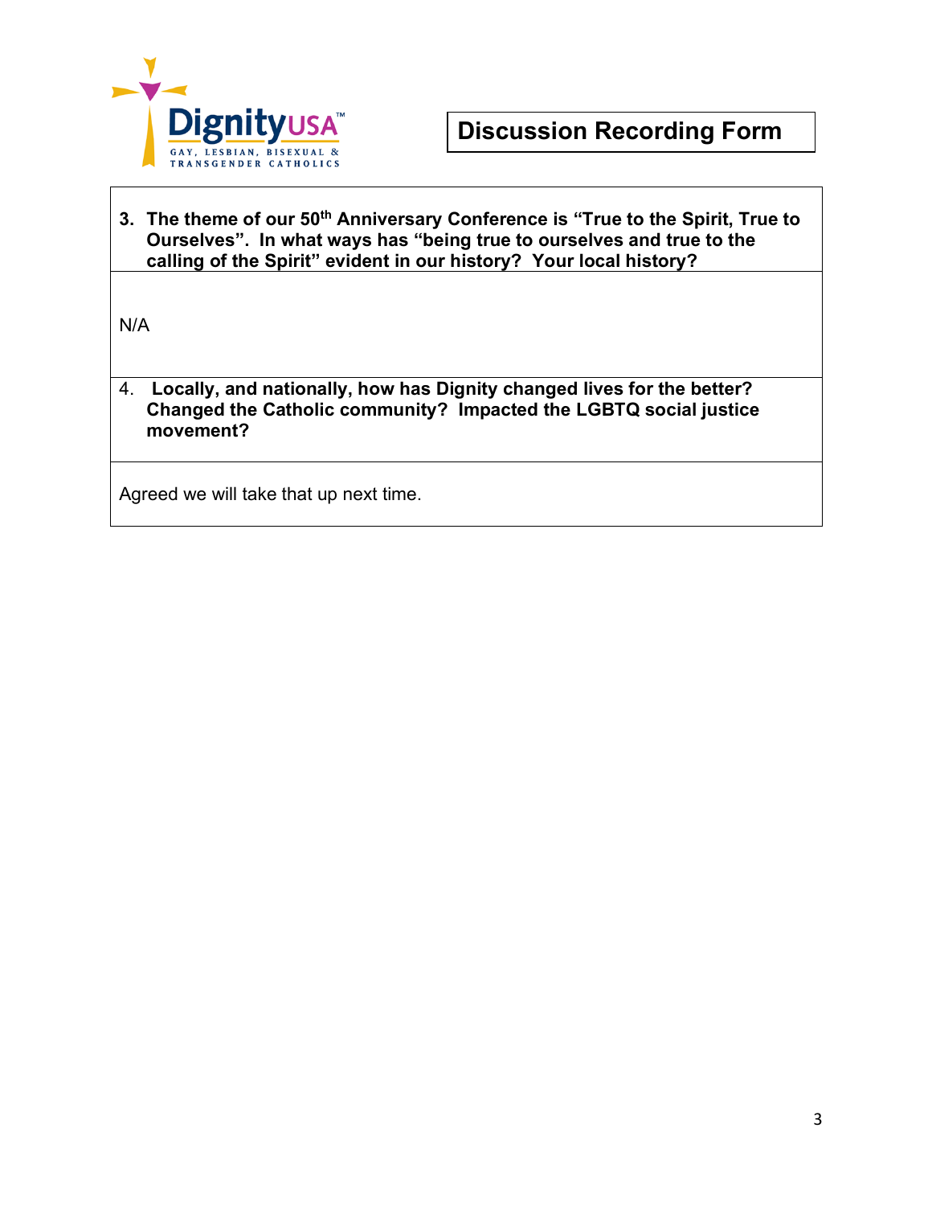# Discussion Recording Form

**3. The theme of our 50th Anniversary Conference is "True to the Spirit, True to Ourselves". In what ways has "being true to ourselves and true to the calling of the Spirit" evident in our history? Your local history?**

N/A

4. **Locally, and nationally, how has Dignity changed lives for the better? Changed the Catholic community? Impacted the LGBTQ social justice movement?**

Agreed we will take that up next time.